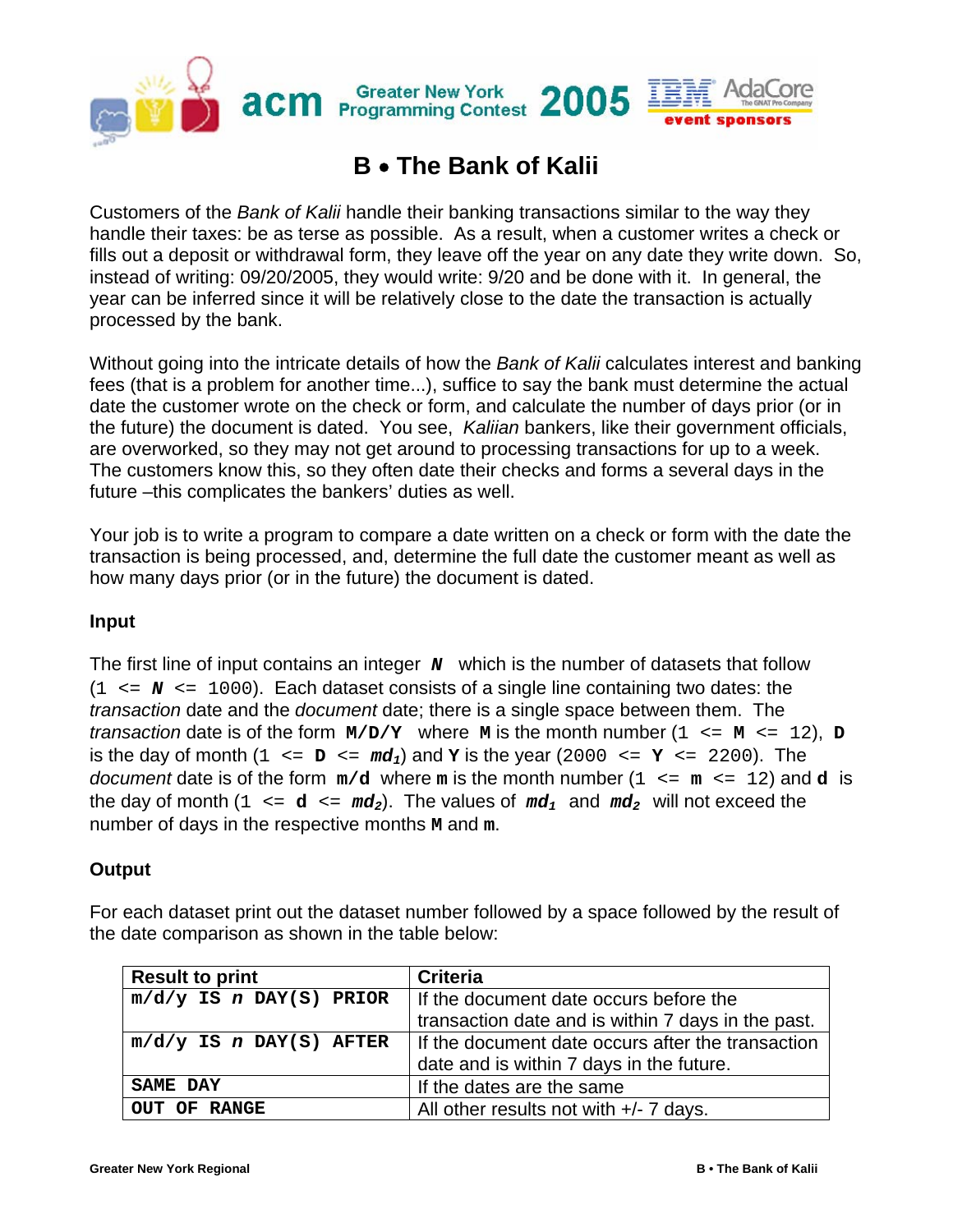# B • The Bank of Kalii

Customers of the *Bank of Kalii* handle their banking transactions similar to the way they handle their taxes: be as terse as possible. As a result, when a customer writes a check or fills out a deposit or withdrawal form, they leave off the year on any date they write down. So, instead of writing: 09/20/2005, they would write: 9/20 and be done with it. In general, the year can be inferred since it will be relatively close to the date the transaction is actually processed by the bank.

Without going into the intricate details of how the *Bank of Kalii* calculates interest and banking fees (that is a problem for another time...), suffice to say the bank must determine the actual date the customer wrote on the check or form, and calculate the number of days prior (or in the future) the document is dated. You see, *Kaliian* bankers, like their government officials, are overworked, so they may not get around to processing transactions for up to a week. The customers know this, so they often date their checks and forms a several days in the future –this complicates the bankers' duties as well.

Your job is to write a program to compare a date written on a check or form with the date the transaction is being processed, and, determine the full date the customer meant as well as how many days prior (or in the future) the document is dated.

### Input

The first line of input contains an integer ***N*** which is the number of datasets that follow (1 <= ***N*** <= 1000). Each dataset consists of a single line containing two dates: the *transaction* date and the *document* date; there is a single space between them. The *transaction* date is of the form **M/D/Y** where **M** is the month number (1 <= **M** <= 12), **D** is the day of month (1 <= **D** <= $md_1$) and **Y** is the year (2000 <= **Y** <= 2200). The *document* date is of the form **m/d** where **m** is the month number (1 <= **m** <= 12) and **d** is the day of month (1 <= **d** <= $md_2$). The values of $md_1$ and $md_2$ will not exceed the number of days in the respective months **M** and **m**.

### Output

For each dataset print out the dataset number followed by a space followed by the result of the date comparison as shown in the table below:

| Result to print | Criteria |
|---|---|
| **m/d/y IS *n* DAY(S) PRIOR** | If the document date occurs before the transaction date and is within 7 days in the past. |
| **m/d/y IS *n* DAY(S) AFTER** | If the document date occurs after the transaction date and is within 7 days in the future. |
| **SAME DAY** | If the dates are the same |
| **OUT OF RANGE** | All other results not with +/- 7 days. |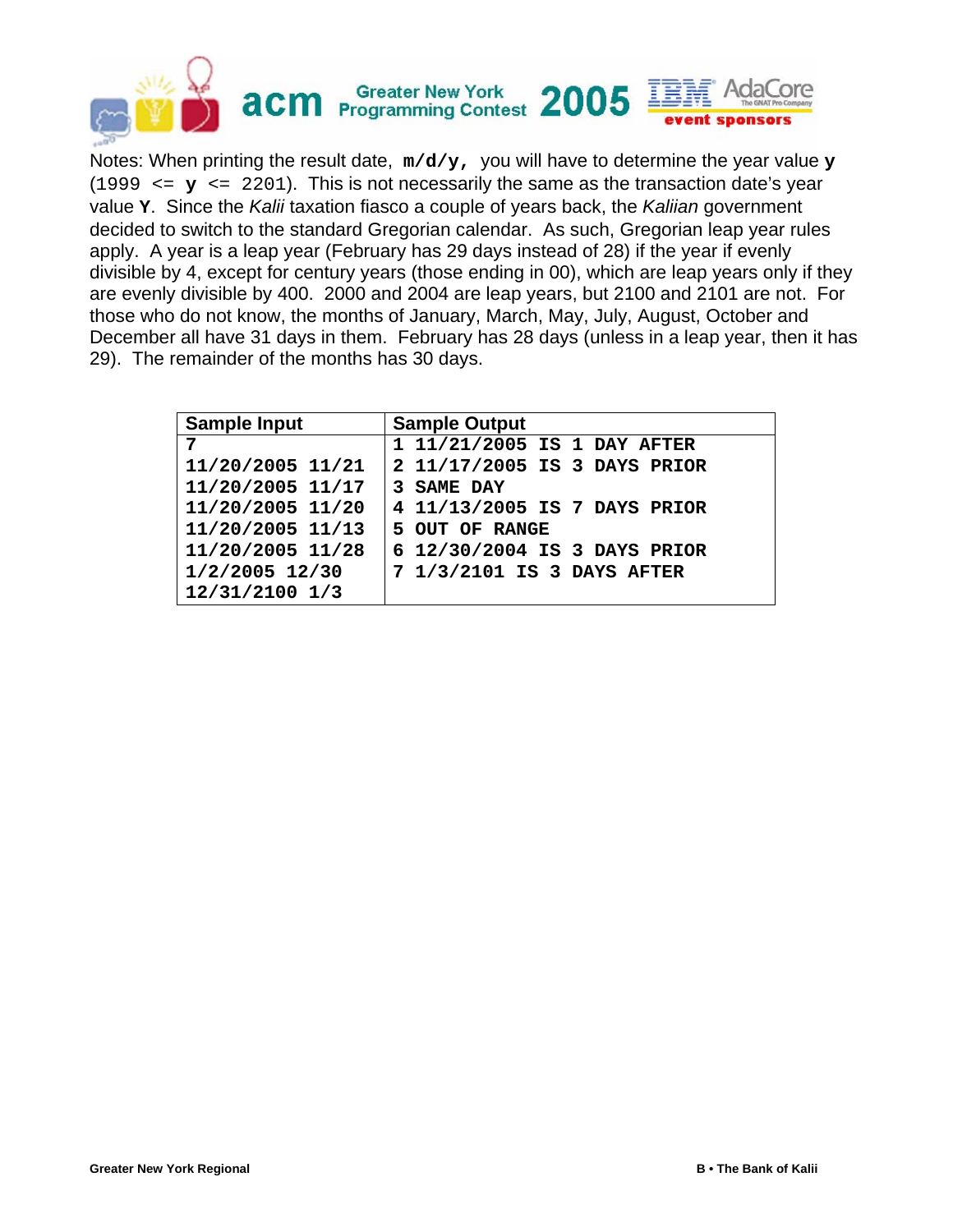Notes: When printing the result date, **m/d/y,** you will have to determine the year value **y** (1999 <= **y** <= 2201). This is not necessarily the same as the transaction date's year value **Y**. Since the *Kalii* taxation fiasco a couple of years back, the *Kaliian* government decided to switch to the standard Gregorian calendar. As such, Gregorian leap year rules apply. A year is a leap year (February has 29 days instead of 28) if the year if evenly divisible by 4, except for century years (those ending in 00), which are leap years only if they are evenly divisible by 400. 2000 and 2004 are leap years, but 2100 and 2101 are not. For those who do not know, the months of January, March, May, July, August, October and December all have 31 days in them. February has 28 days (unless in a leap year, then it has 29). The remainder of the months has 30 days.

| Sample Input | Sample Output |
|---|---|
| `7` | `1 11/21/2005 IS 1 DAY AFTER` |
| `11/20/2005 11/21` | `2 11/17/2005 IS 3 DAYS PRIOR` |
| `11/20/2005 11/17` | `3 SAME DAY` |
| `11/20/2005 11/20` | `4 11/13/2005 IS 7 DAYS PRIOR` |
| `11/20/2005 11/13` | `5 OUT OF RANGE` |
| `11/20/2005 11/28` | `6 12/30/2004 IS 3 DAYS PRIOR` |
| `1/2/2005 12/30` | `7 1/3/2101 IS 3 DAYS AFTER` |
| `12/31/2100 1/3` | |